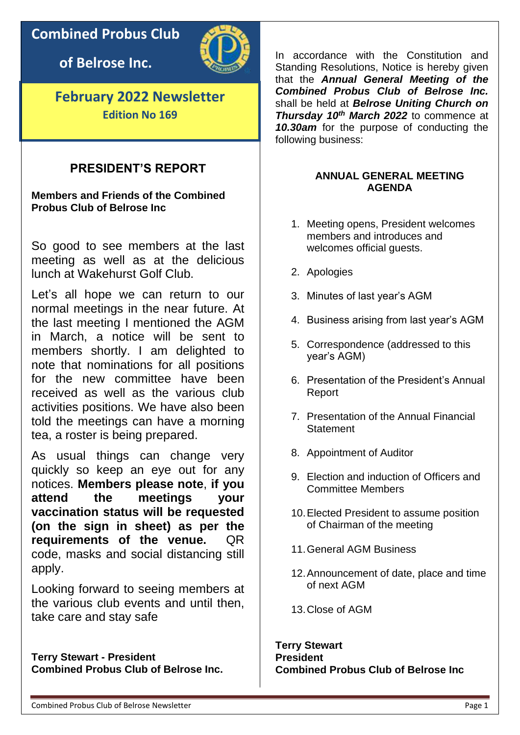# Combined Probus Club of Belrose Inc.

## February 2022 Newsletter

**Edition No 169**

## PRESIDENT'S REPORT

**Members and Friends of the Combined Probus Club of Belrose Inc**

So good to see members at the last meeting as well as at the delicious lunch at Wakehurst Golf Club.

Let's all hope we can return to our normal meetings in the near future. At the last meeting I mentioned the AGM in March, a notice will be sent to members shortly. I am delighted to note that nominations for all positions for the new committee have been received as well as the various club activities positions. We have also been told the meetings can have a morning tea, a roster is being prepared.

As usual things can change very quickly so keep an eye out for any notices. **Members please note**, **if you attend the meetings your vaccination status will be requested (on the sign in sheet) as per the requirements of the venue.** QR code, masks and social distancing still apply.

Looking forward to seeing members at the various club events and until then, take care and stay safe

**Terry Stewart - President**
**Combined Probus Club of Belrose Inc.**

In accordance with the Constitution and Standing Resolutions, Notice is hereby given that the ***Annual General Meeting of the Combined Probus Club of Belrose Inc.*** shall be held at ***Belrose Uniting Church on Thursday 10th March 2022*** to commence at ***10.30am*** for the purpose of conducting the following business:

### ANNUAL GENERAL MEETING AGENDA

1. Meeting opens, President welcomes members and introduces and welcomes official guests.
2. Apologies
3. Minutes of last year's AGM
4. Business arising from last year's AGM
5. Correspondence (addressed to this year's AGM)
6. Presentation of the President's Annual Report
7. Presentation of the Annual Financial Statement
8. Appointment of Auditor
9. Election and induction of Officers and Committee Members
10. Elected President to assume position of Chairman of the meeting
11. General AGM Business
12. Announcement of date, place and time of next AGM
13. Close of AGM

**Terry Stewart**
**President**
**Combined Probus Club of Belrose Inc**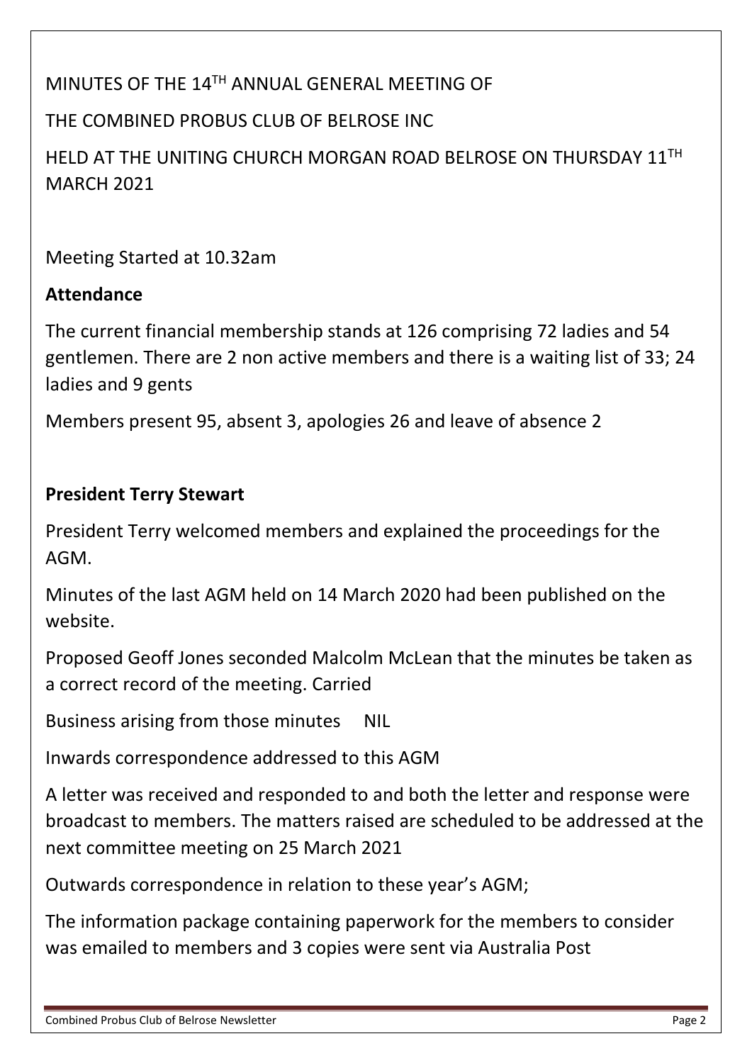MINUTES OF THE 14TH ANNUAL GENERAL MEETING OF

THE COMBINED PROBUS CLUB OF BELROSE INC

HELD AT THE UNITING CHURCH MORGAN ROAD BELROSE ON THURSDAY 11TH MARCH 2021

Meeting Started at 10.32am

**Attendance**

The current financial membership stands at 126 comprising 72 ladies and 54 gentlemen. There are 2 non active members and there is a waiting list of 33; 24 ladies and 9 gents

Members present 95, absent 3, apologies 26 and leave of absence 2

**President Terry Stewart**

President Terry welcomed members and explained the proceedings for the AGM.

Minutes of the last AGM held on 14 March 2020 had been published on the website.

Proposed Geoff Jones seconded Malcolm McLean that the minutes be taken as a correct record of the meeting. Carried

Business arising from those minutes NIL

Inwards correspondence addressed to this AGM

A letter was received and responded to and both the letter and response were broadcast to members. The matters raised are scheduled to be addressed at the next committee meeting on 25 March 2021

Outwards correspondence in relation to these year's AGM;

The information package containing paperwork for the members to consider was emailed to members and 3 copies were sent via Australia Post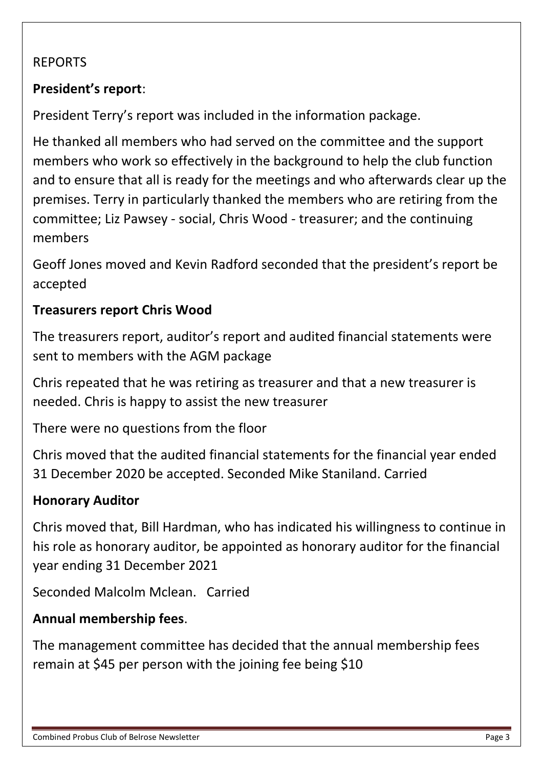REPORTS

**President's report**:

President Terry's report was included in the information package.

He thanked all members who had served on the committee and the support members who work so effectively in the background to help the club function and to ensure that all is ready for the meetings and who afterwards clear up the premises. Terry in particularly thanked the members who are retiring from the committee; Liz Pawsey - social, Chris Wood - treasurer; and the continuing members

Geoff Jones moved and Kevin Radford seconded that the president's report be accepted

**Treasurers report Chris Wood**

The treasurers report, auditor's report and audited financial statements were sent to members with the AGM package

Chris repeated that he was retiring as treasurer and that a new treasurer is needed. Chris is happy to assist the new treasurer

There were no questions from the floor

Chris moved that the audited financial statements for the financial year ended 31 December 2020 be accepted. Seconded Mike Staniland. Carried

**Honorary Auditor**

Chris moved that, Bill Hardman, who has indicated his willingness to continue in his role as honorary auditor, be appointed as honorary auditor for the financial year ending 31 December 2021

Seconded Malcolm Mclean.   Carried

**Annual membership fees**.

The management committee has decided that the annual membership fees remain at $45 per person with the joining fee being $10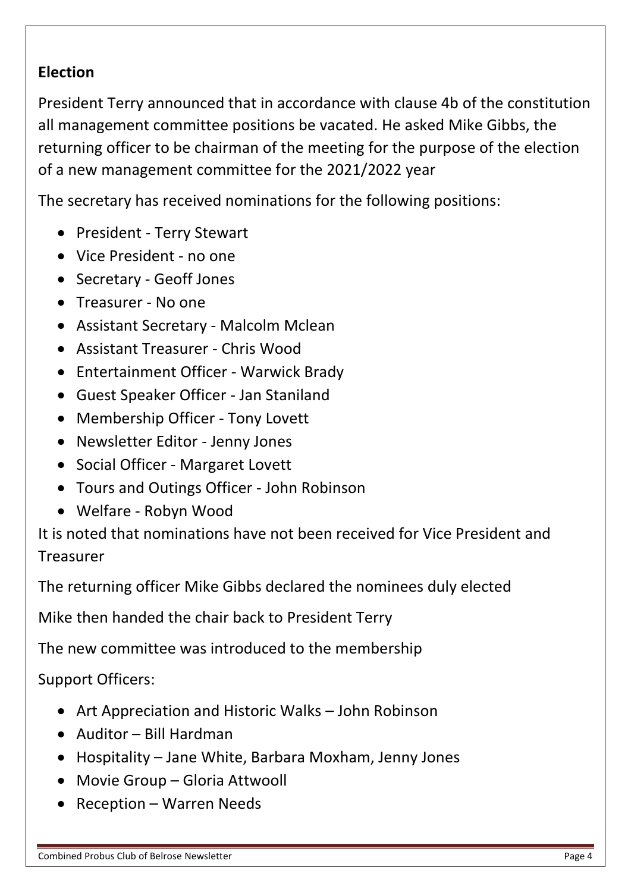## Election

President Terry announced that in accordance with clause 4b of the constitution all management committee positions be vacated. He asked Mike Gibbs, the returning officer to be chairman of the meeting for the purpose of the election of a new management committee for the 2021/2022 year

The secretary has received nominations for the following positions:

- President - Terry Stewart
- Vice President - no one
- Secretary - Geoff Jones
- Treasurer - No one
- Assistant Secretary - Malcolm Mclean
- Assistant Treasurer - Chris Wood
- Entertainment Officer - Warwick Brady
- Guest Speaker Officer - Jan Staniland
- Membership Officer - Tony Lovett
- Newsletter Editor - Jenny Jones
- Social Officer - Margaret Lovett
- Tours and Outings Officer - John Robinson
- Welfare - Robyn Wood

It is noted that nominations have not been received for Vice President and Treasurer

The returning officer Mike Gibbs declared the nominees duly elected

Mike then handed the chair back to President Terry

The new committee was introduced to the membership

Support Officers:

- Art Appreciation and Historic Walks – John Robinson
- Auditor – Bill Hardman
- Hospitality – Jane White, Barbara Moxham, Jenny Jones
- Movie Group – Gloria Attwooll
- Reception – Warren Needs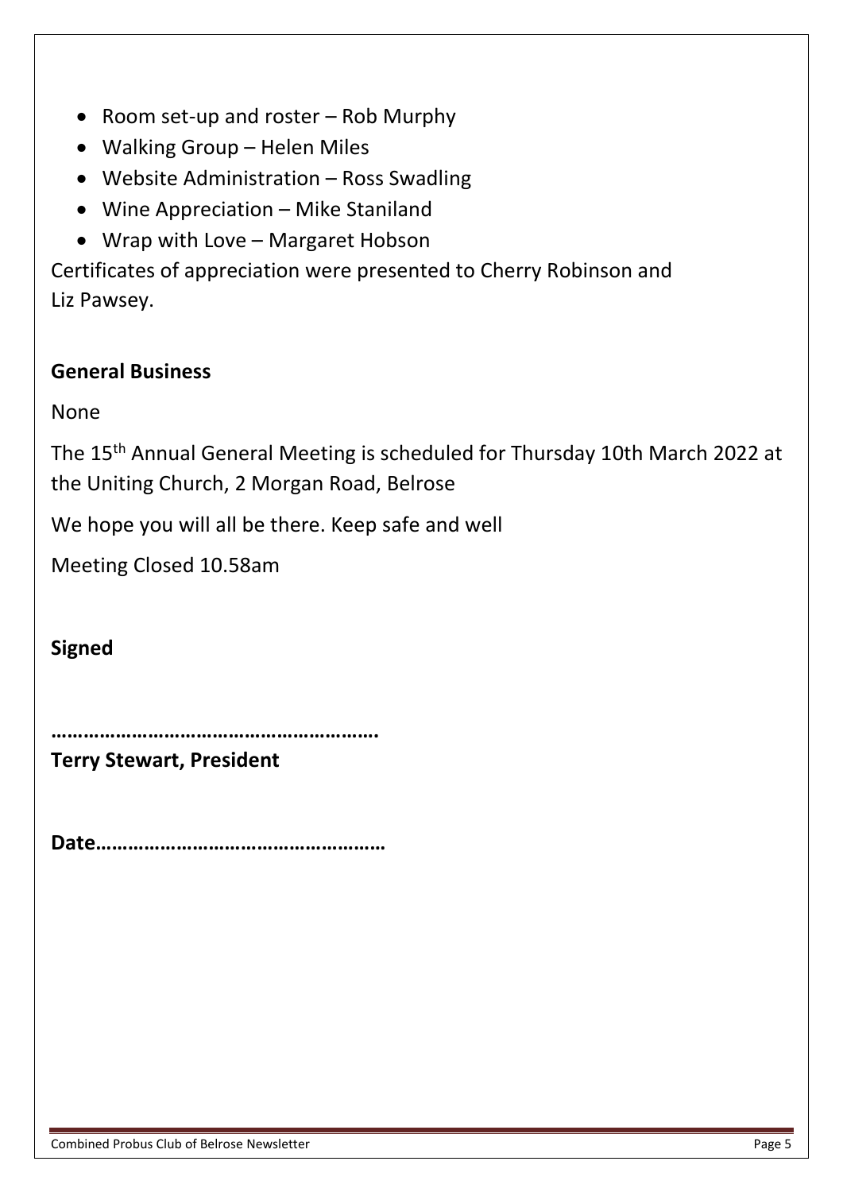- Room set-up and roster – Rob Murphy
- Walking Group – Helen Miles
- Website Administration – Ross Swadling
- Wine Appreciation – Mike Staniland
- Wrap with Love – Margaret Hobson

Certificates of appreciation were presented to Cherry Robinson and Liz Pawsey.

**General Business**

None

The 15th Annual General Meeting is scheduled for Thursday 10th March 2022 at the Uniting Church, 2 Morgan Road, Belrose

We hope you will all be there. Keep safe and well

Meeting Closed 10.58am

**Signed**

**…………………………………………………….**
**Terry Stewart, President**

**Date………………………………………………**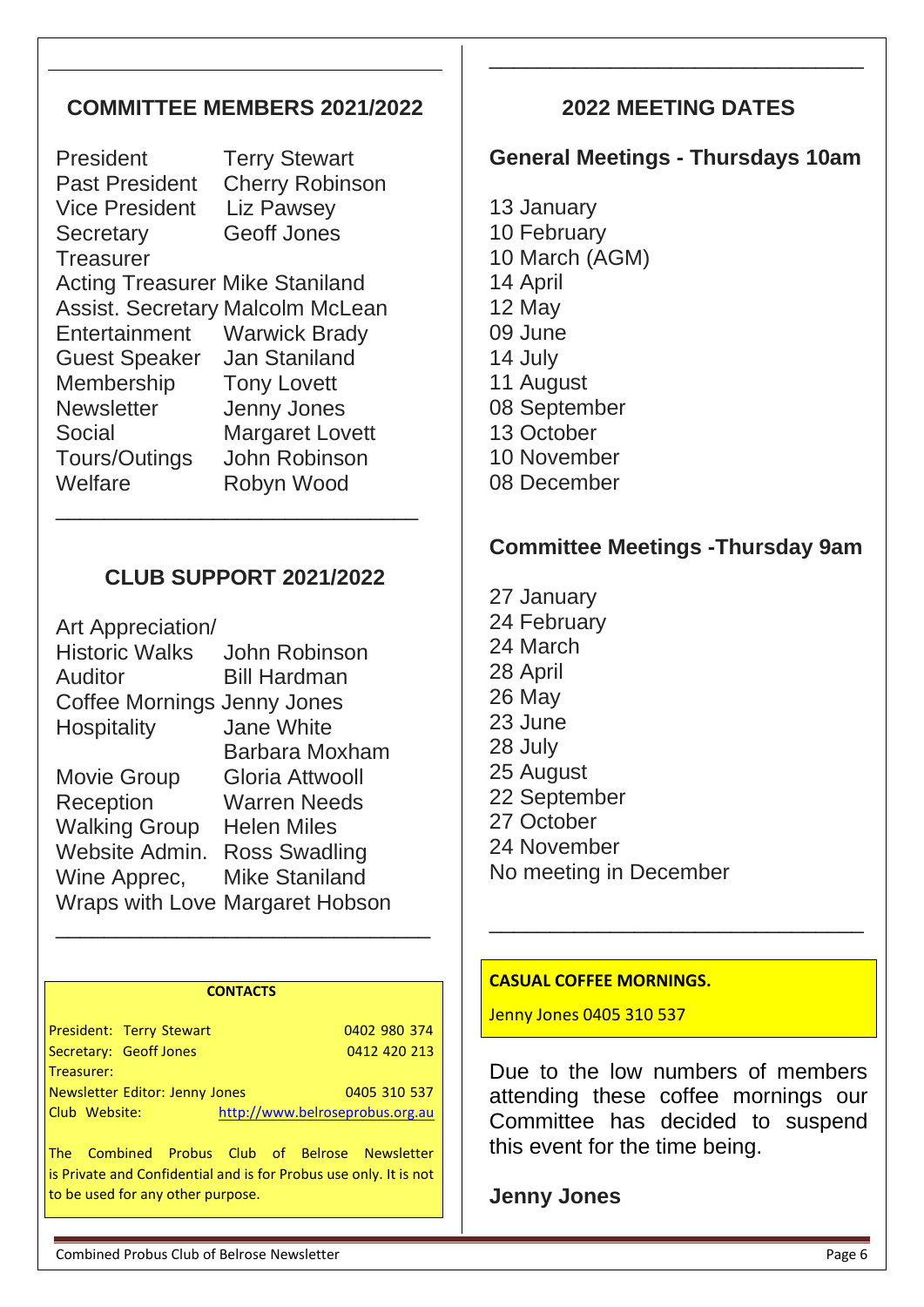## COMMITTEE MEMBERS 2021/2022

| | |
|---|---|
| President | Terry Stewart |
| Past President | Cherry Robinson |
| Vice President | Liz Pawsey |
| Secretary | Geoff Jones |
| Treasurer | |
| Acting Treasurer | Mike Staniland |
| Assist. Secretary | Malcolm McLean |
| Entertainment | Warwick Brady |
| Guest Speaker | Jan Staniland |
| Membership | Tony Lovett |
| Newsletter | Jenny Jones |
| Social | Margaret Lovett |
| Tours/Outings | John Robinson |
| Welfare | Robyn Wood |

## CLUB SUPPORT 2021/2022

| | |
|---|---|
| Art Appreciation/ Historic Walks | John Robinson |
| Auditor | Bill Hardman |
| Coffee Mornings | Jenny Jones |
| Hospitality | Jane White<br>Barbara Moxham |
| Movie Group | Gloria Attwooll |
| Reception | Warren Needs |
| Walking Group | Helen Miles |
| Website Admin. | Ross Swadling |
| Wine Apprec, | Mike Staniland |
| Wraps with Love | Margaret Hobson |

**CONTACTS**

| | |
|---|---|
| President: Terry Stewart | 0402 980 374 |
| Secretary: Geoff Jones | 0412 420 213 |
| Treasurer: | |
| Newsletter Editor: Jenny Jones | 0405 310 537 |
| Club Website: | http://www.belroseprobus.org.au |

The Combined Probus Club of Belrose Newsletter is Private and Confidential and is for Probus use only. It is not to be used for any other purpose.

## 2022 MEETING DATES

### General Meetings - Thursdays 10am

13 January
10 February
10 March (AGM)
14 April
12 May
09 June
14 July
11 August
08 September
13 October
10 November
08 December

### Committee Meetings -Thursday 9am

27 January
24 February
24 March
28 April
26 May
23 June
28 July
25 August
22 September
27 October
24 November
No meeting in December

**CASUAL COFFEE MORNINGS.**

Jenny Jones 0405 310 537

Due to the low numbers of members attending these coffee mornings our Committee has decided to suspend this event for the time being.

**Jenny Jones**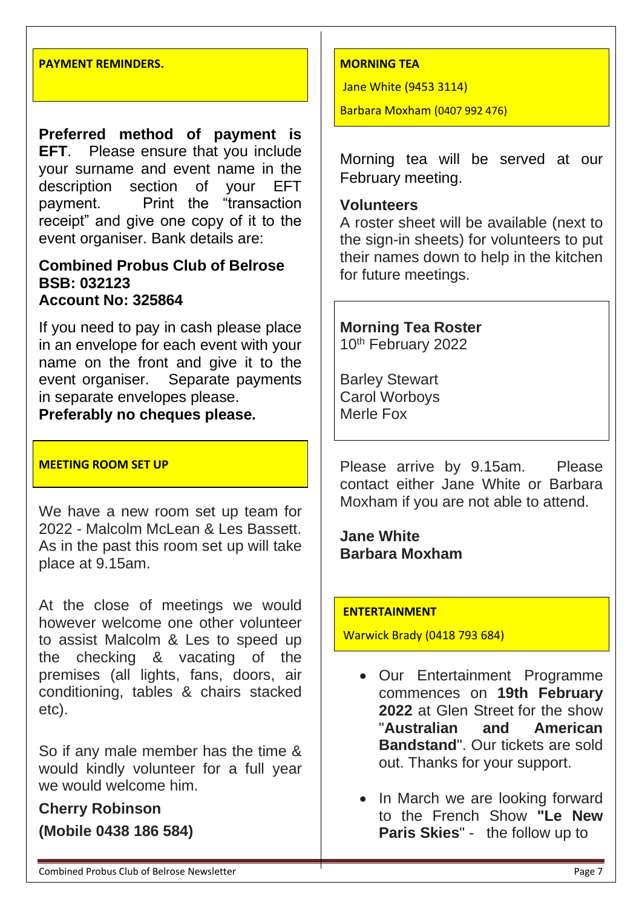## PAYMENT REMINDERS.

**Preferred method of payment is EFT**. Please ensure that you include your surname and event name in the description section of your EFT payment. Print the “transaction receipt” and give one copy of it to the event organiser. Bank details are:

**Combined Probus Club of Belrose**
**BSB: 032123**
**Account No: 325864**

If you need to pay in cash please place in an envelope for each event with your name on the front and give it to the event organiser. Separate payments in separate envelopes please.
**Preferably no cheques please.**

## MEETING ROOM SET UP

We have a new room set up team for 2022 - Malcolm McLean & Les Bassett. As in the past this room set up will take place at 9.15am.

At the close of meetings we would however welcome one other volunteer to assist Malcolm & Les to speed up the checking & vacating of the premises (all lights, fans, doors, air conditioning, tables & chairs stacked etc).

So if any male member has the time & would kindly volunteer for a full year we would welcome him.

**Cherry Robinson**

**(Mobile 0438 186 584)**

## MORNING TEA

Jane White (9453 3114)

Barbara Moxham (0407 992 476)

Morning tea will be served at our February meeting.

### Volunteers

A roster sheet will be available (next to the sign-in sheets) for volunteers to put their names down to help in the kitchen for future meetings.

**Morning Tea Roster**
10th February 2022

Barley Stewart
Carol Worboys
Merle Fox

Please arrive by 9.15am. Please contact either Jane White or Barbara Moxham if you are not able to attend.

**Jane White**
**Barbara Moxham**

## ENTERTAINMENT

Warwick Brady (0418 793 684)

- Our Entertainment Programme commences on **19th February 2022** at Glen Street for the show "**Australian and American Bandstand**". Our tickets are sold out. Thanks for your support.
- In March we are looking forward to the French Show **"Le New Paris Skies**" - the follow up to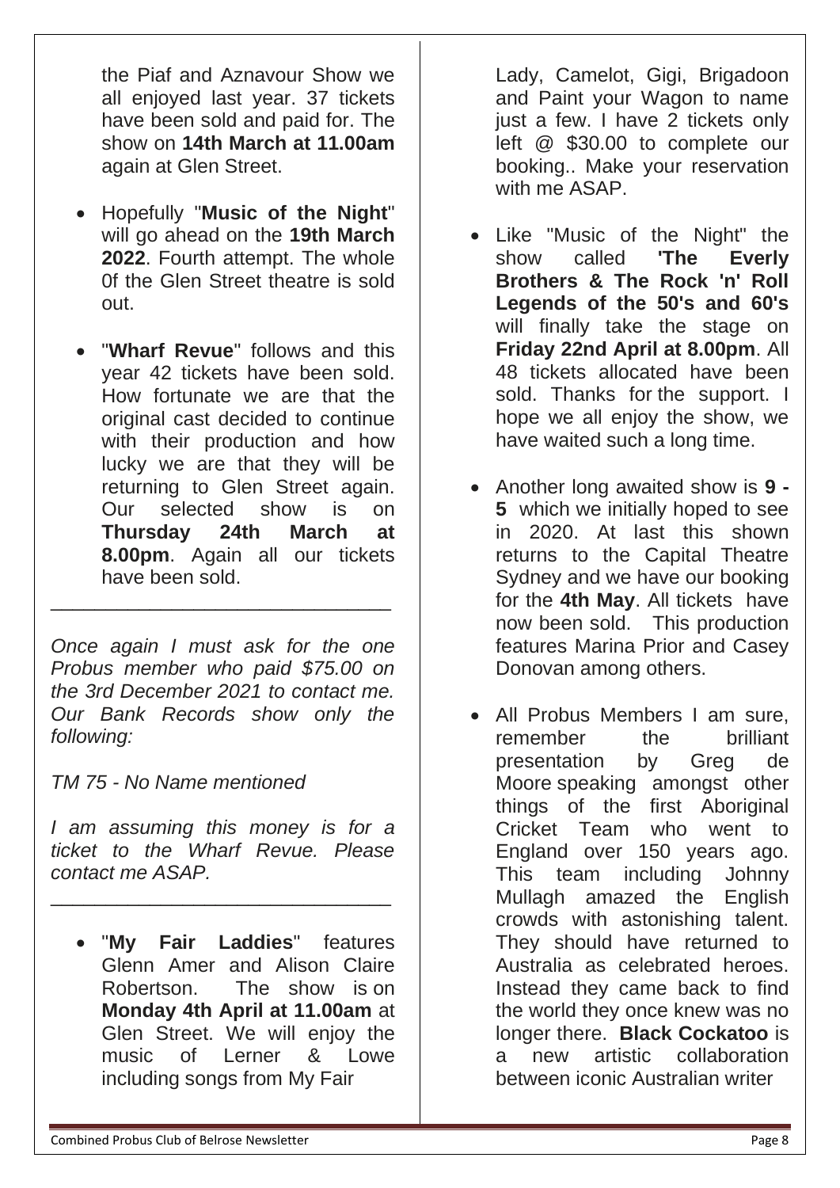the Piaf and Aznavour Show we all enjoyed last year. 37 tickets have been sold and paid for. The show on **14th March at 11.00am** again at Glen Street.

- Hopefully "**Music of the Night**" will go ahead on the **19th March 2022**. Fourth attempt. The whole 0f the Glen Street theatre is sold out.

- "**Wharf Revue**" follows and this year 42 tickets have been sold. How fortunate we are that the original cast decided to continue with their production and how lucky we are that they will be returning to Glen Street again. Our selected show is on **Thursday 24th March at 8.00pm**. Again all our tickets have been sold.

---

*Once again I must ask for the one Probus member who paid $75.00 on the 3rd December 2021 to contact me. Our Bank Records show only the following:*

*TM 75 - No Name mentioned*

*I am assuming this money is for a ticket to the Wharf Revue. Please contact me ASAP.*

---

- "**My Fair Laddies**" features Glenn Amer and Alison Claire Robertson. The show is on **Monday 4th April at 11.00am** at Glen Street. We will enjoy the music of Lerner & Lowe including songs from My Fair Lady, Camelot, Gigi, Brigadoon and Paint your Wagon to name just a few. I have 2 tickets only left @ $30.00 to complete our booking.. Make your reservation with me ASAP.

- Like "Music of the Night" the show called **'The Everly Brothers & The Rock 'n' Roll Legends of the 50's and 60's** will finally take the stage on **Friday 22nd April at 8.00pm**. All 48 tickets allocated have been sold. Thanks for the support. I hope we all enjoy the show, we have waited such a long time.

- Another long awaited show is **9 - 5** which we initially hoped to see in 2020. At last this shown returns to the Capital Theatre Sydney and we have our booking for the **4th May**. All tickets have now been sold. This production features Marina Prior and Casey Donovan among others.

- All Probus Members I am sure, remember the brilliant presentation by Greg de Moore speaking amongst other things of the first Aboriginal Cricket Team who went to England over 150 years ago. This team including Johnny Mullagh amazed the English crowds with astonishing talent. They should have returned to Australia as celebrated heroes. Instead they came back to find the world they once knew was no longer there. **Black Cockatoo** is a new artistic collaboration between iconic Australian writer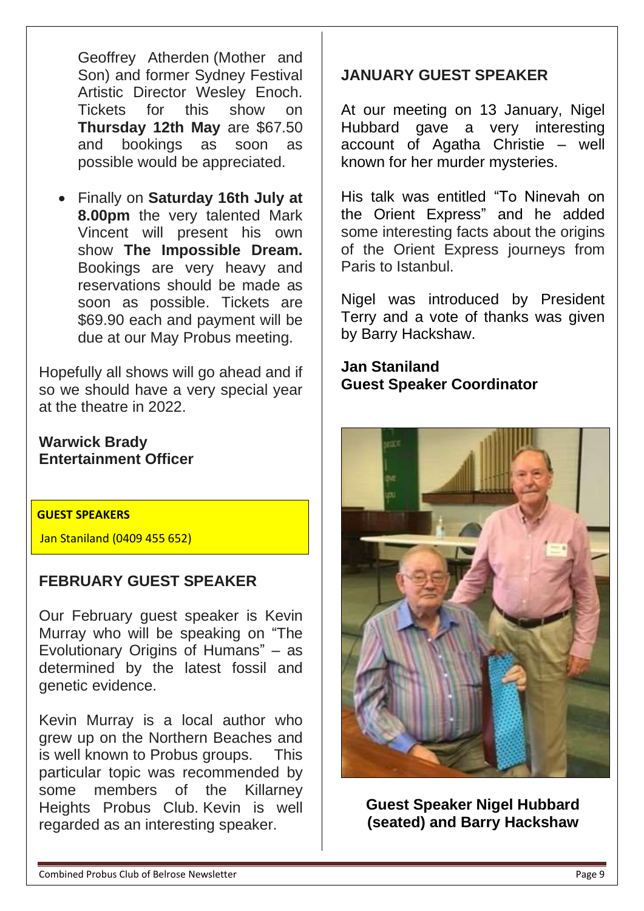Geoffrey Atherden (Mother and Son) and former Sydney Festival Artistic Director Wesley Enoch. Tickets for this show on **Thursday 12th May** are $67.50 and bookings as soon as possible would be appreciated.

- Finally on **Saturday 16th July at 8.00pm** the very talented Mark Vincent will present his own show **The Impossible Dream.** Bookings are very heavy and reservations should be made as soon as possible. Tickets are $69.90 each and payment will be due at our May Probus meeting.

Hopefully all shows will go ahead and if so we should have a very special year at the theatre in 2022.

**Warwick Brady**
**Entertainment Officer**

**GUEST SPEAKERS**

Jan Staniland (0409 455 652)

## FEBRUARY GUEST SPEAKER

Our February guest speaker is Kevin Murray who will be speaking on "The Evolutionary Origins of Humans" – as determined by the latest fossil and genetic evidence.

Kevin Murray is a local author who grew up on the Northern Beaches and is well known to Probus groups. This particular topic was recommended by some members of the Killarney Heights Probus Club. Kevin is well regarded as an interesting speaker.

## JANUARY GUEST SPEAKER

At our meeting on 13 January, Nigel Hubbard gave a very interesting account of Agatha Christie – well known for her murder mysteries.

His talk was entitled "To Ninevah on the Orient Express" and he added some interesting facts about the origins of the Orient Express journeys from Paris to Istanbul.

Nigel was introduced by President Terry and a vote of thanks was given by Barry Hackshaw.

**Jan Staniland**
**Guest Speaker Coordinator**

**Guest Speaker Nigel Hubbard (seated) and Barry Hackshaw**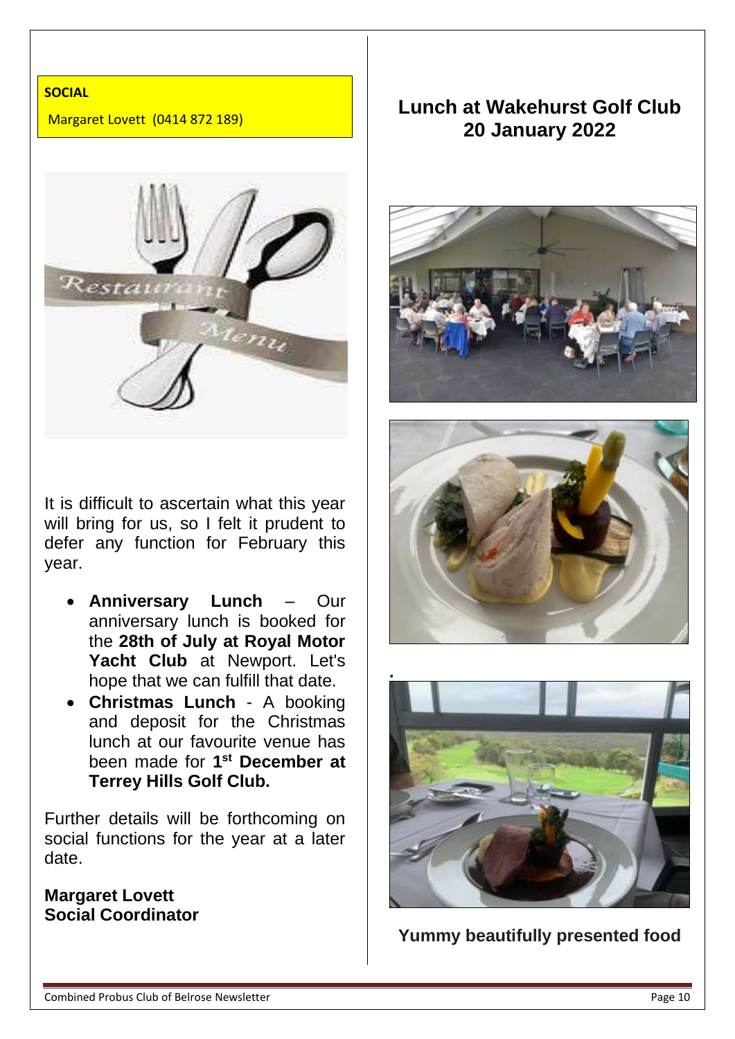**SOCIAL**

Margaret Lovett (0414 872 189)

It is difficult to ascertain what this year will bring for us, so I felt it prudent to defer any function for February this year.

- **Anniversary Lunch** – Our anniversary lunch is booked for the **28th of July at Royal Motor Yacht Club** at Newport. Let's hope that we can fulfill that date.
- **Christmas Lunch** - A booking and deposit for the Christmas lunch at our favourite venue has been made for **1st December at Terrey Hills Golf Club.**

Further details will be forthcoming on social functions for the year at a later date.

**Margaret Lovett**
**Social Coordinator**

## Lunch at Wakehurst Golf Club 20 January 2022

**Yummy beautifully presented food**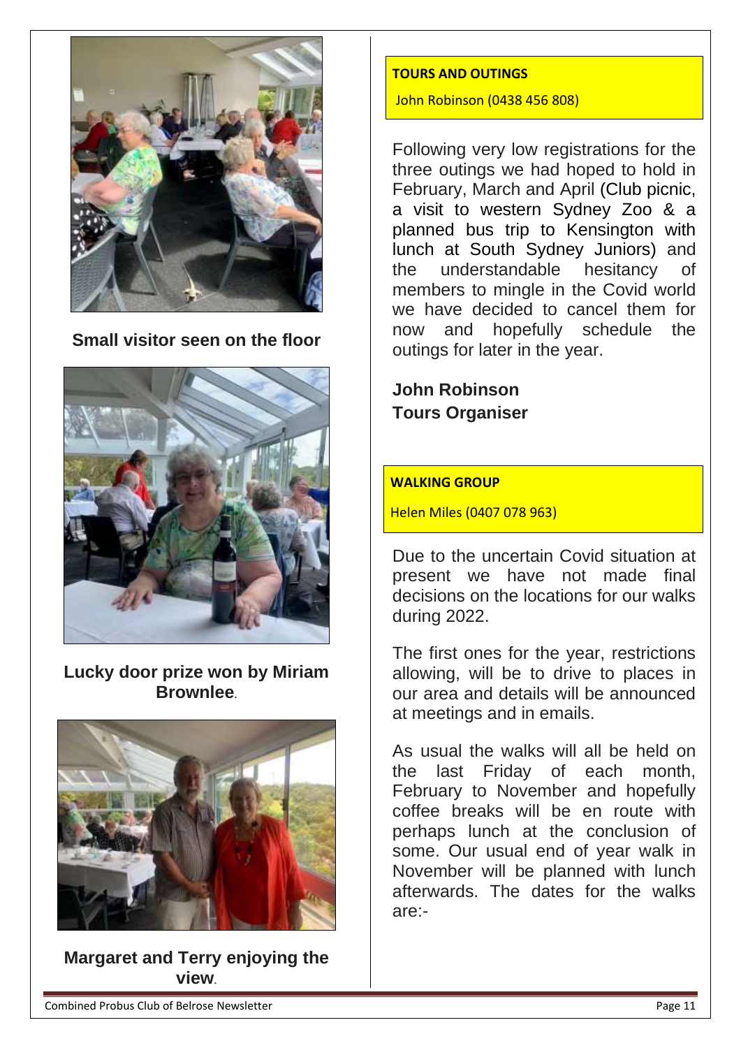Small visitor seen on the floor

Lucky door prize won by Miriam Brownlee.

Margaret and Terry enjoying the view.

## TOURS AND OUTINGS

John Robinson (0438 456 808)

Following very low registrations for the three outings we had hoped to hold in February, March and April (Club picnic, a visit to western Sydney Zoo & a planned bus trip to Kensington with lunch at South Sydney Juniors) and the understandable hesitancy of members to mingle in the Covid world we have decided to cancel them for now and hopefully schedule the outings for later in the year.

**John Robinson**
**Tours Organiser**

## WALKING GROUP

Helen Miles (0407 078 963)

Due to the uncertain Covid situation at present we have not made final decisions on the locations for our walks during 2022.

The first ones for the year, restrictions allowing, will be to drive to places in our area and details will be announced at meetings and in emails.

As usual the walks will all be held on the last Friday of each month, February to November and hopefully coffee breaks will be en route with perhaps lunch at the conclusion of some. Our usual end of year walk in November will be planned with lunch afterwards. The dates for the walks are:-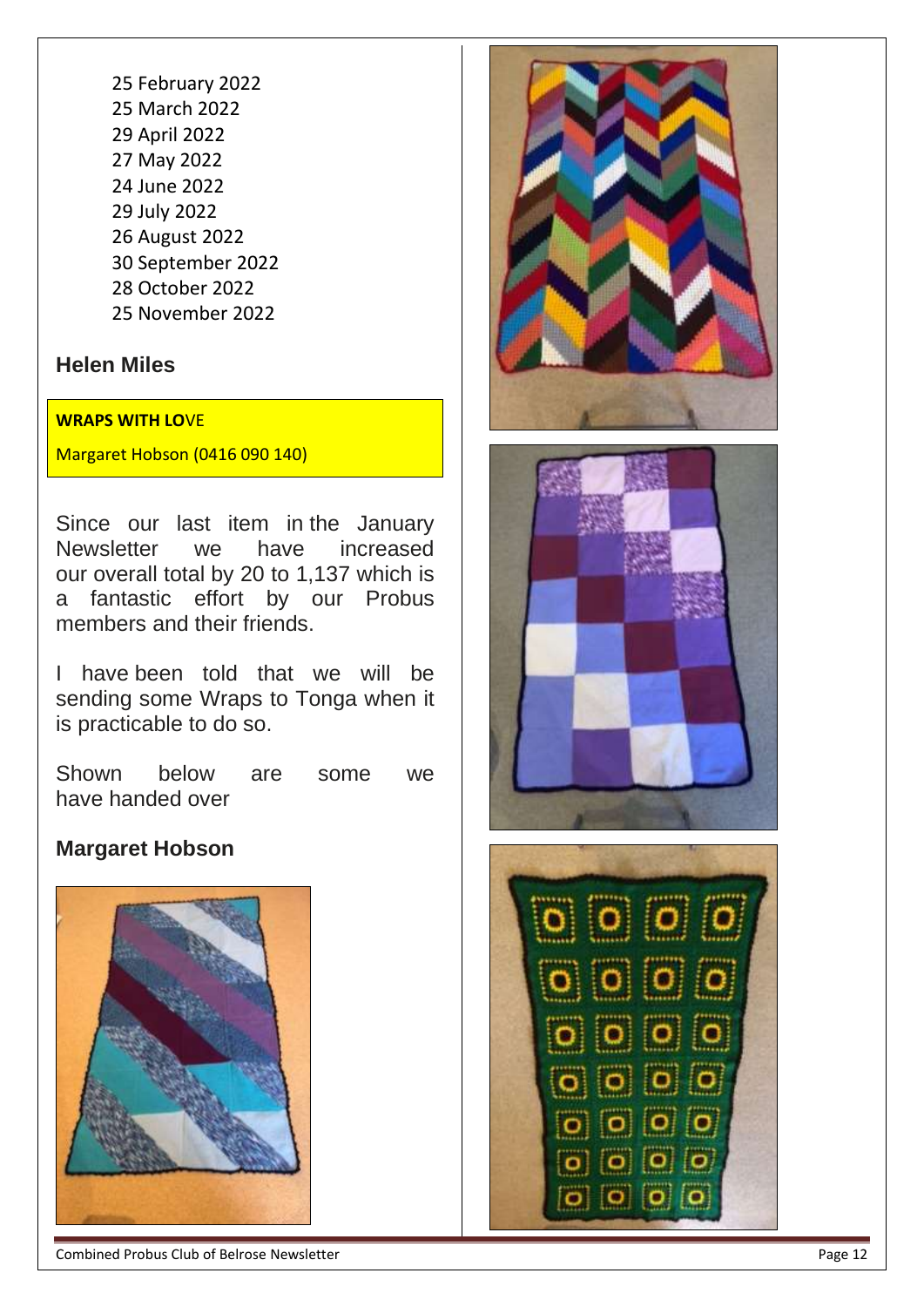25 February 2022
25 March 2022
29 April 2022
27 May 2022
24 June 2022
29 July 2022
26 August 2022
30 September 2022
28 October 2022
25 November 2022

**Helen Miles**

**WRAPS WITH LOVE**

Margaret Hobson (0416 090 140)

Since our last item in the January Newsletter we have increased our overall total by 20 to 1,137 which is a fantastic effort by our Probus members and their friends.

I have been told that we will be sending some Wraps to Tonga when it is practicable to do so.

Shown below are some we have handed over

**Margaret Hobson**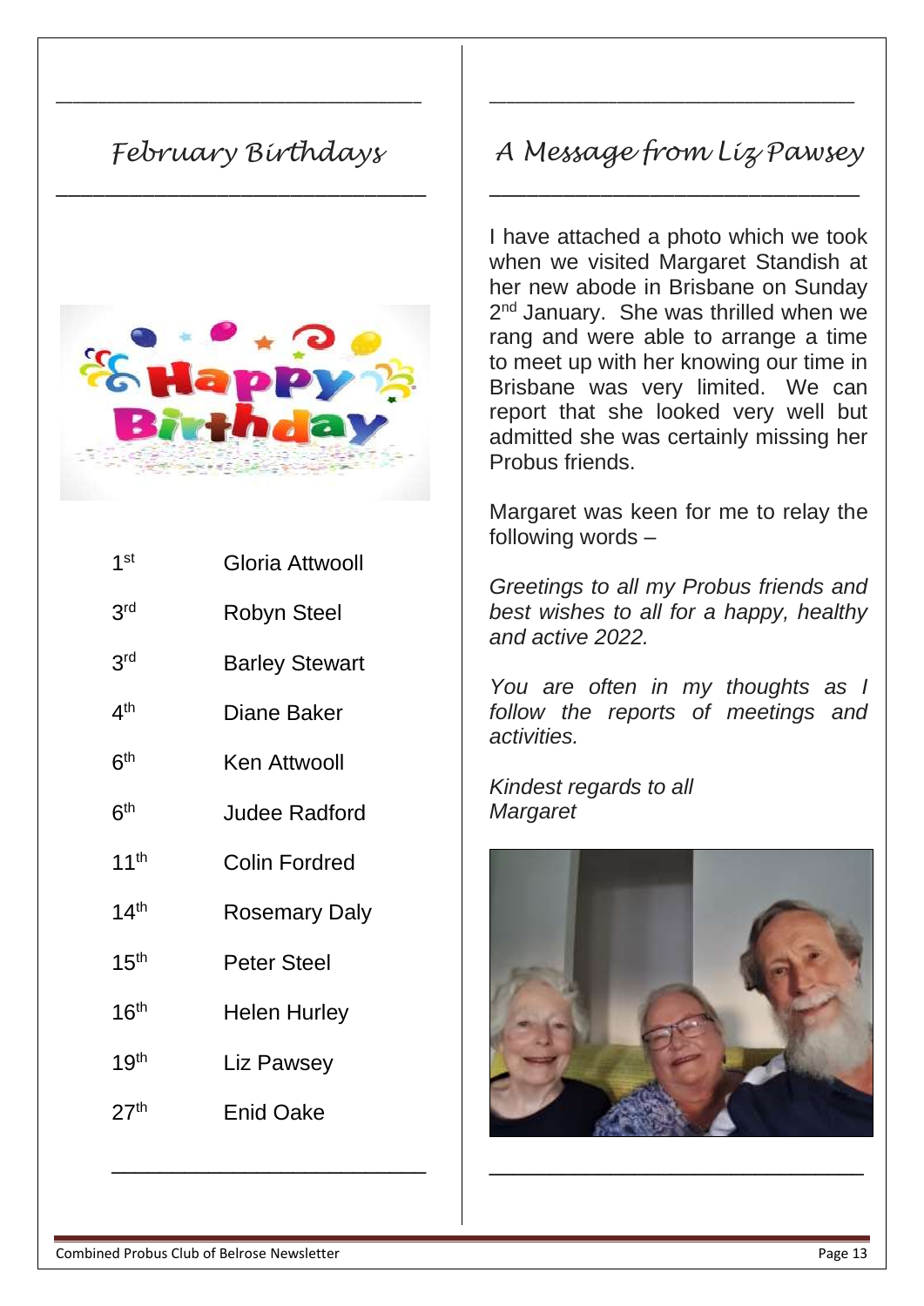## February Birthdays

| | |
|---|---|
| 1st | Gloria Attwooll |
| 3rd | Robyn Steel |
| 3rd | Barley Stewart |
| 4th | Diane Baker |
| 6th | Ken Attwooll |
| 6th | Judee Radford |
| 11th | Colin Fordred |
| 14th | Rosemary Daly |
| 15th | Peter Steel |
| 16th | Helen Hurley |
| 19th | Liz Pawsey |
| 27th | Enid Oake |

## A Message from Liz Pawsey

I have attached a photo which we took when we visited Margaret Standish at her new abode in Brisbane on Sunday 2nd January. She was thrilled when we rang and were able to arrange a time to meet up with her knowing our time in Brisbane was very limited. We can report that she looked very well but admitted she was certainly missing her Probus friends.

Margaret was keen for me to relay the following words –

*Greetings to all my Probus friends and best wishes to all for a happy, healthy and active 2022.*

*You are often in my thoughts as I follow the reports of meetings and activities.*

*Kindest regards to all*
*Margaret*